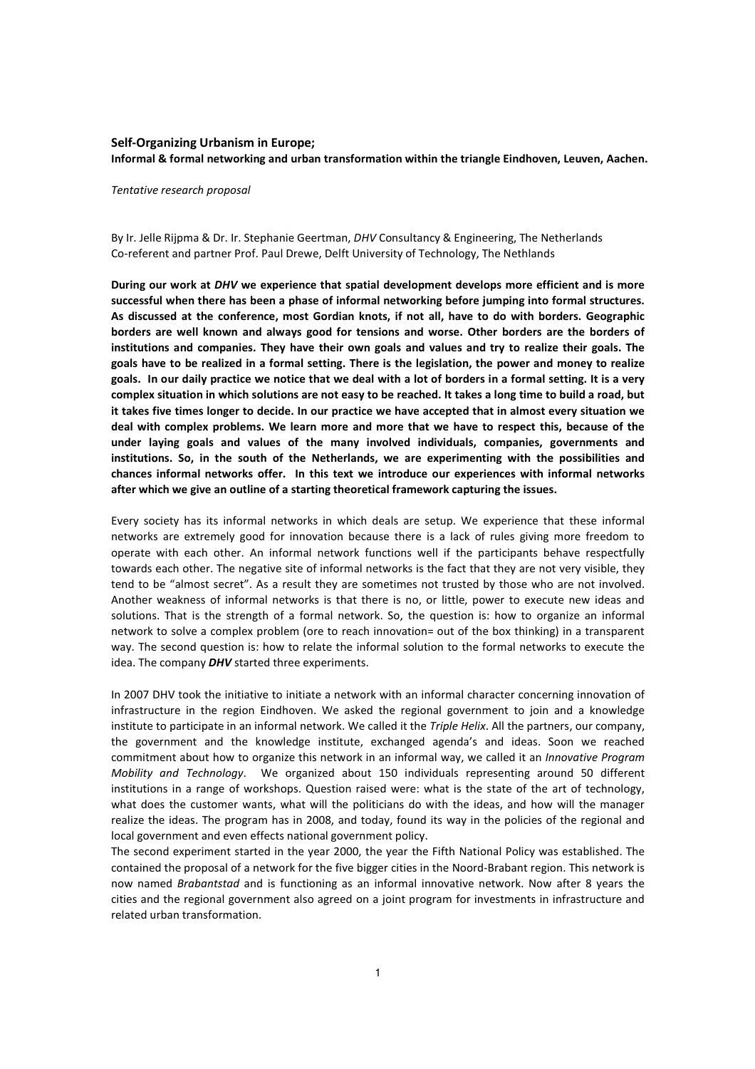**Self-Organizing Urbanism in Europe;**
**Informal & formal networking and urban transformation within the triangle Eindhoven, Leuven, Aachen.**

*Tentative research proposal*

By Ir. Jelle Rijpma & Dr. Ir. Stephanie Geertman, *DHV* Consultancy & Engineering, The Netherlands
Co-referent and partner Prof. Paul Drewe, Delft University of Technology, The Nethlands

**During our work at *DHV* we experience that spatial development develops more efficient and is more successful when there has been a phase of informal networking before jumping into formal structures. As discussed at the conference, most Gordian knots, if not all, have to do with borders. Geographic borders are well known and always good for tensions and worse. Other borders are the borders of institutions and companies. They have their own goals and values and try to realize their goals. The goals have to be realized in a formal setting. There is the legislation, the power and money to realize goals. In our daily practice we notice that we deal with a lot of borders in a formal setting. It is a very complex situation in which solutions are not easy to be reached. It takes a long time to build a road, but it takes five times longer to decide. In our practice we have accepted that in almost every situation we deal with complex problems. We learn more and more that we have to respect this, because of the under laying goals and values of the many involved individuals, companies, governments and institutions. So, in the south of the Netherlands, we are experimenting with the possibilities and chances informal networks offer. In this text we introduce our experiences with informal networks after which we give an outline of a starting theoretical framework capturing the issues.**

Every society has its informal networks in which deals are setup. We experience that these informal networks are extremely good for innovation because there is a lack of rules giving more freedom to operate with each other. An informal network functions well if the participants behave respectfully towards each other. The negative site of informal networks is the fact that they are not very visible, they tend to be "almost secret". As a result they are sometimes not trusted by those who are not involved. Another weakness of informal networks is that there is no, or little, power to execute new ideas and solutions. That is the strength of a formal network. So, the question is: how to organize an informal network to solve a complex problem (ore to reach innovation= out of the box thinking) in a transparent way. The second question is: how to relate the informal solution to the formal networks to execute the idea. The company ***DHV*** started three experiments.

In 2007 DHV took the initiative to initiate a network with an informal character concerning innovation of infrastructure in the region Eindhoven. We asked the regional government to join and a knowledge institute to participate in an informal network. We called it the *Triple Helix*. All the partners, our company, the government and the knowledge institute, exchanged agenda's and ideas. Soon we reached commitment about how to organize this network in an informal way, we called it an *Innovative Program Mobility and Technology*. We organized about 150 individuals representing around 50 different institutions in a range of workshops. Question raised were: what is the state of the art of technology, what does the customer wants, what will the politicians do with the ideas, and how will the manager realize the ideas. The program has in 2008, and today, found its way in the policies of the regional and local government and even effects national government policy.

The second experiment started in the year 2000, the year the Fifth National Policy was established. The contained the proposal of a network for the five bigger cities in the Noord-Brabant region. This network is now named *Brabantstad* and is functioning as an informal innovative network. Now after 8 years the cities and the regional government also agreed on a joint program for investments in infrastructure and related urban transformation.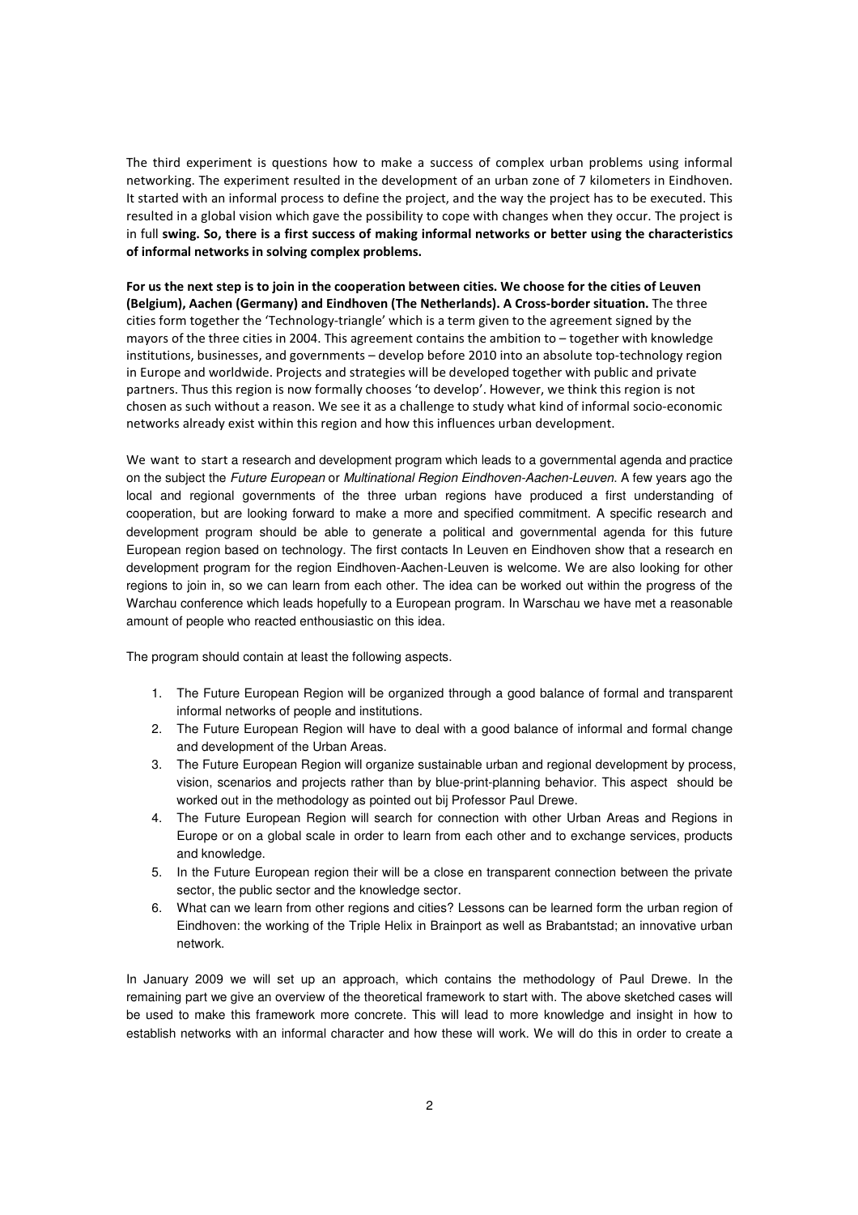The third experiment is questions how to make a success of complex urban problems using informal networking. The experiment resulted in the development of an urban zone of 7 kilometers in Eindhoven. It started with an informal process to define the project, and the way the project has to be executed. This resulted in a global vision which gave the possibility to cope with changes when they occur. The project is in full **swing. So, there is a first success of making informal networks or better using the characteristics of informal networks in solving complex problems.**

**For us the next step is to join in the cooperation between cities. We choose for the cities of Leuven (Belgium), Aachen (Germany) and Eindhoven (The Netherlands). A Cross-border situation.** The three cities form together the 'Technology-triangle' which is a term given to the agreement signed by the mayors of the three cities in 2004. This agreement contains the ambition to – together with knowledge institutions, businesses, and governments – develop before 2010 into an absolute top-technology region in Europe and worldwide. Projects and strategies will be developed together with public and private partners. Thus this region is now formally chooses 'to develop'. However, we think this region is not chosen as such without a reason. We see it as a challenge to study what kind of informal socio-economic networks already exist within this region and how this influences urban development.

We want to start a research and development program which leads to a governmental agenda and practice on the subject the *Future European* or *Multinational Region Eindhoven-Aachen-Leuven.* A few years ago the local and regional governments of the three urban regions have produced a first understanding of cooperation, but are looking forward to make a more and specified commitment. A specific research and development program should be able to generate a political and governmental agenda for this future European region based on technology. The first contacts In Leuven en Eindhoven show that a research en development program for the region Eindhoven-Aachen-Leuven is welcome. We are also looking for other regions to join in, so we can learn from each other. The idea can be worked out within the progress of the Warchau conference which leads hopefully to a European program. In Warschau we have met a reasonable amount of people who reacted enthousiastic on this idea.

The program should contain at least the following aspects.

1. The Future European Region will be organized through a good balance of formal and transparent informal networks of people and institutions.
2. The Future European Region will have to deal with a good balance of informal and formal change and development of the Urban Areas.
3. The Future European Region will organize sustainable urban and regional development by process, vision, scenarios and projects rather than by blue-print-planning behavior. This aspect should be worked out in the methodology as pointed out bij Professor Paul Drewe.
4. The Future European Region will search for connection with other Urban Areas and Regions in Europe or on a global scale in order to learn from each other and to exchange services, products and knowledge.
5. In the Future European region their will be a close en transparent connection between the private sector, the public sector and the knowledge sector.
6. What can we learn from other regions and cities? Lessons can be learned form the urban region of Eindhoven: the working of the Triple Helix in Brainport as well as Brabantstad; an innovative urban network.

In January 2009 we will set up an approach, which contains the methodology of Paul Drewe. In the remaining part we give an overview of the theoretical framework to start with. The above sketched cases will be used to make this framework more concrete. This will lead to more knowledge and insight in how to establish networks with an informal character and how these will work. We will do this in order to create a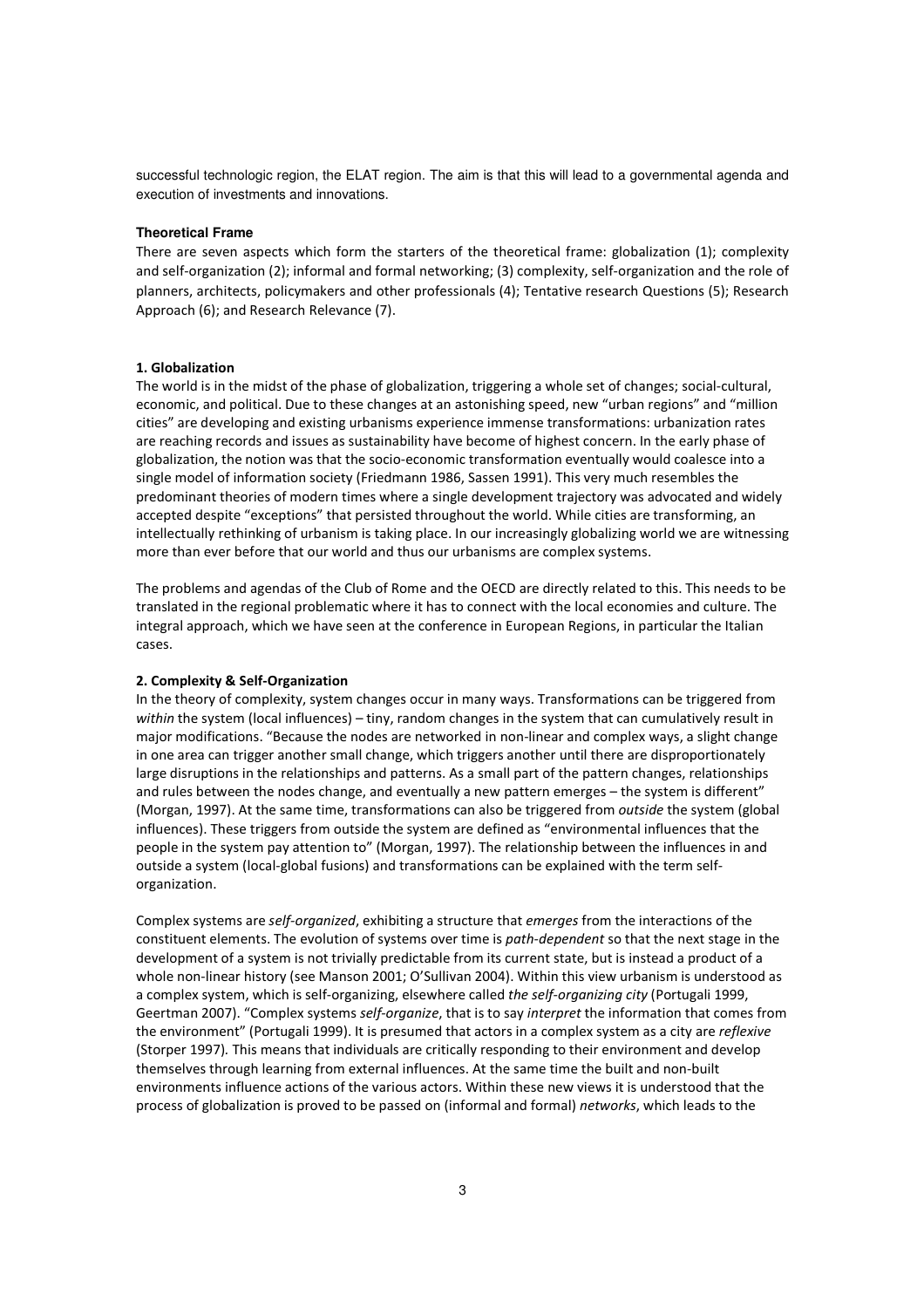successful technologic region, the ELAT region. The aim is that this will lead to a governmental agenda and execution of investments and innovations.

**Theoretical Frame**

There are seven aspects which form the starters of the theoretical frame: globalization (1); complexity and self-organization (2); informal and formal networking; (3) complexity, self-organization and the role of planners, architects, policymakers and other professionals (4); Tentative research Questions (5); Research Approach (6); and Research Relevance (7).

**1. Globalization**

The world is in the midst of the phase of globalization, triggering a whole set of changes; social-cultural, economic, and political. Due to these changes at an astonishing speed, new "urban regions" and "million cities" are developing and existing urbanisms experience immense transformations: urbanization rates are reaching records and issues as sustainability have become of highest concern. In the early phase of globalization, the notion was that the socio-economic transformation eventually would coalesce into a single model of information society (Friedmann 1986, Sassen 1991). This very much resembles the predominant theories of modern times where a single development trajectory was advocated and widely accepted despite "exceptions" that persisted throughout the world. While cities are transforming, an intellectually rethinking of urbanism is taking place. In our increasingly globalizing world we are witnessing more than ever before that our world and thus our urbanisms are complex systems.

The problems and agendas of the Club of Rome and the OECD are directly related to this. This needs to be translated in the regional problematic where it has to connect with the local economies and culture. The integral approach, which we have seen at the conference in European Regions, in particular the Italian cases.

**2. Complexity & Self-Organization**

In the theory of complexity, system changes occur in many ways. Transformations can be triggered from *within* the system (local influences) – tiny, random changes in the system that can cumulatively result in major modifications. "Because the nodes are networked in non-linear and complex ways, a slight change in one area can trigger another small change, which triggers another until there are disproportionately large disruptions in the relationships and patterns. As a small part of the pattern changes, relationships and rules between the nodes change, and eventually a new pattern emerges – the system is different" (Morgan, 1997). At the same time, transformations can also be triggered from *outside* the system (global influences). These triggers from outside the system are defined as "environmental influences that the people in the system pay attention to" (Morgan, 1997). The relationship between the influences in and outside a system (local-global fusions) and transformations can be explained with the term self-organization.

Complex systems are *self-organized*, exhibiting a structure that *emerges* from the interactions of the constituent elements. The evolution of systems over time is *path-dependent* so that the next stage in the development of a system is not trivially predictable from its current state, but is instead a product of a whole non-linear history (see Manson 2001; O'Sullivan 2004). Within this view urbanism is understood as a complex system, which is self-organizing, elsewhere called *the self-organizing city* (Portugali 1999, Geertman 2007). "Complex systems *self-organize*, that is to say *interpret* the information that comes from the environment" (Portugali 1999). It is presumed that actors in a complex system as a city are *reflexive* (Storper 1997). This means that individuals are critically responding to their environment and develop themselves through learning from external influences. At the same time the built and non-built environments influence actions of the various actors. Within these new views it is understood that the process of globalization is proved to be passed on (informal and formal) *networks*, which leads to the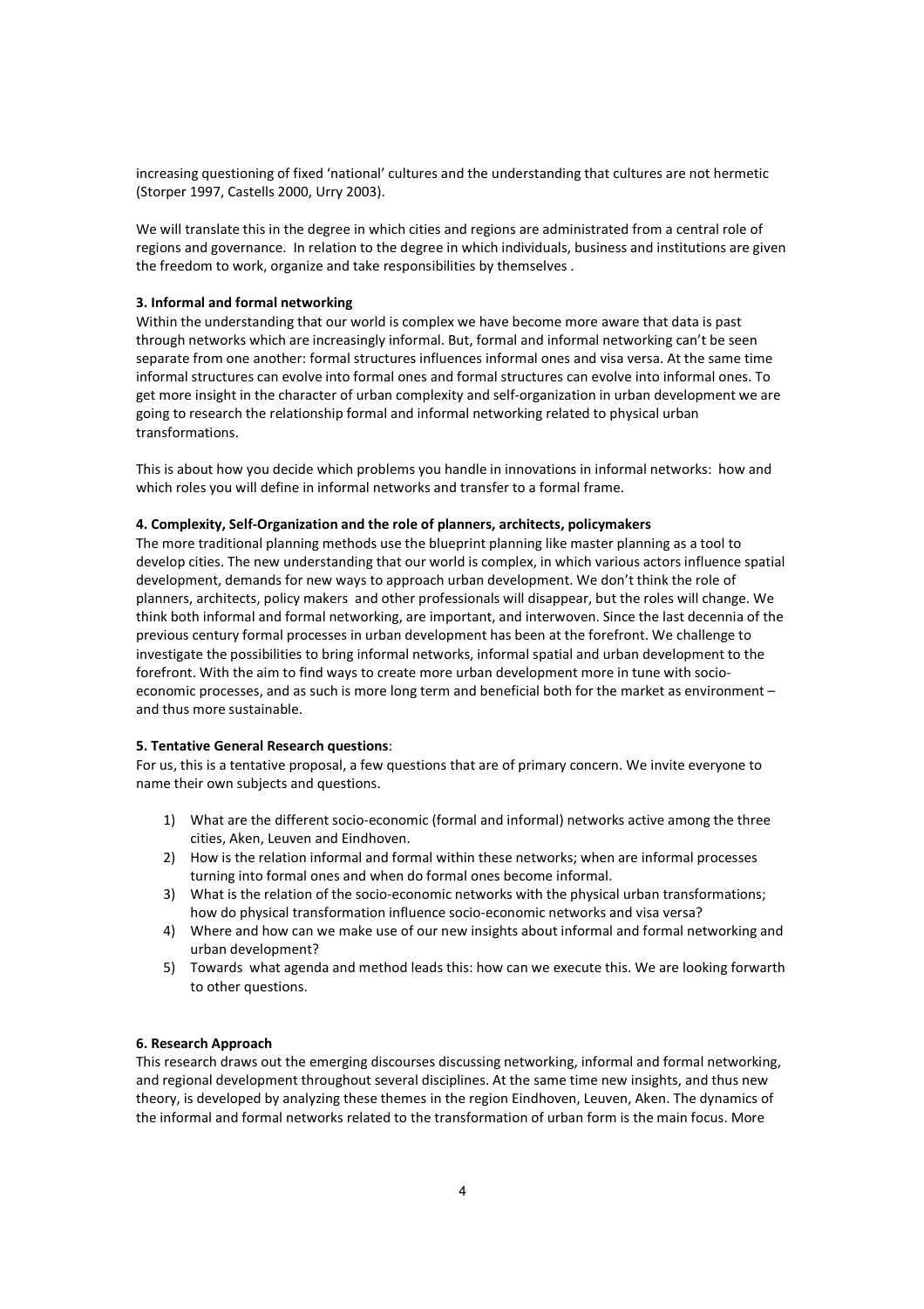increasing questioning of fixed 'national' cultures and the understanding that cultures are not hermetic (Storper 1997, Castells 2000, Urry 2003).

We will translate this in the degree in which cities and regions are administrated from a central role of regions and governance. In relation to the degree in which individuals, business and institutions are given the freedom to work, organize and take responsibilities by themselves .

**3. Informal and formal networking**

Within the understanding that our world is complex we have become more aware that data is past through networks which are increasingly informal. But, formal and informal networking can't be seen separate from one another: formal structures influences informal ones and visa versa. At the same time informal structures can evolve into formal ones and formal structures can evolve into informal ones. To get more insight in the character of urban complexity and self-organization in urban development we are going to research the relationship formal and informal networking related to physical urban transformations.

This is about how you decide which problems you handle in innovations in informal networks: how and which roles you will define in informal networks and transfer to a formal frame.

**4. Complexity, Self-Organization and the role of planners, architects, policymakers**

The more traditional planning methods use the blueprint planning like master planning as a tool to develop cities. The new understanding that our world is complex, in which various actors influence spatial development, demands for new ways to approach urban development. We don't think the role of planners, architects, policy makers and other professionals will disappear, but the roles will change. We think both informal and formal networking, are important, and interwoven. Since the last decennia of the previous century formal processes in urban development has been at the forefront. We challenge to investigate the possibilities to bring informal networks, informal spatial and urban development to the forefront. With the aim to find ways to create more urban development more in tune with socio-economic processes, and as such is more long term and beneficial both for the market as environment – and thus more sustainable.

**5. Tentative General Research questions**:

For us, this is a tentative proposal, a few questions that are of primary concern. We invite everyone to name their own subjects and questions.

1) What are the different socio-economic (formal and informal) networks active among the three cities, Aken, Leuven and Eindhoven.
2) How is the relation informal and formal within these networks; when are informal processes turning into formal ones and when do formal ones become informal.
3) What is the relation of the socio-economic networks with the physical urban transformations; how do physical transformation influence socio-economic networks and visa versa?
4) Where and how can we make use of our new insights about informal and formal networking and urban development?
5) Towards what agenda and method leads this: how can we execute this. We are looking forwarth to other questions.

**6. Research Approach**

This research draws out the emerging discourses discussing networking, informal and formal networking, and regional development throughout several disciplines. At the same time new insights, and thus new theory, is developed by analyzing these themes in the region Eindhoven, Leuven, Aken. The dynamics of the informal and formal networks related to the transformation of urban form is the main focus. More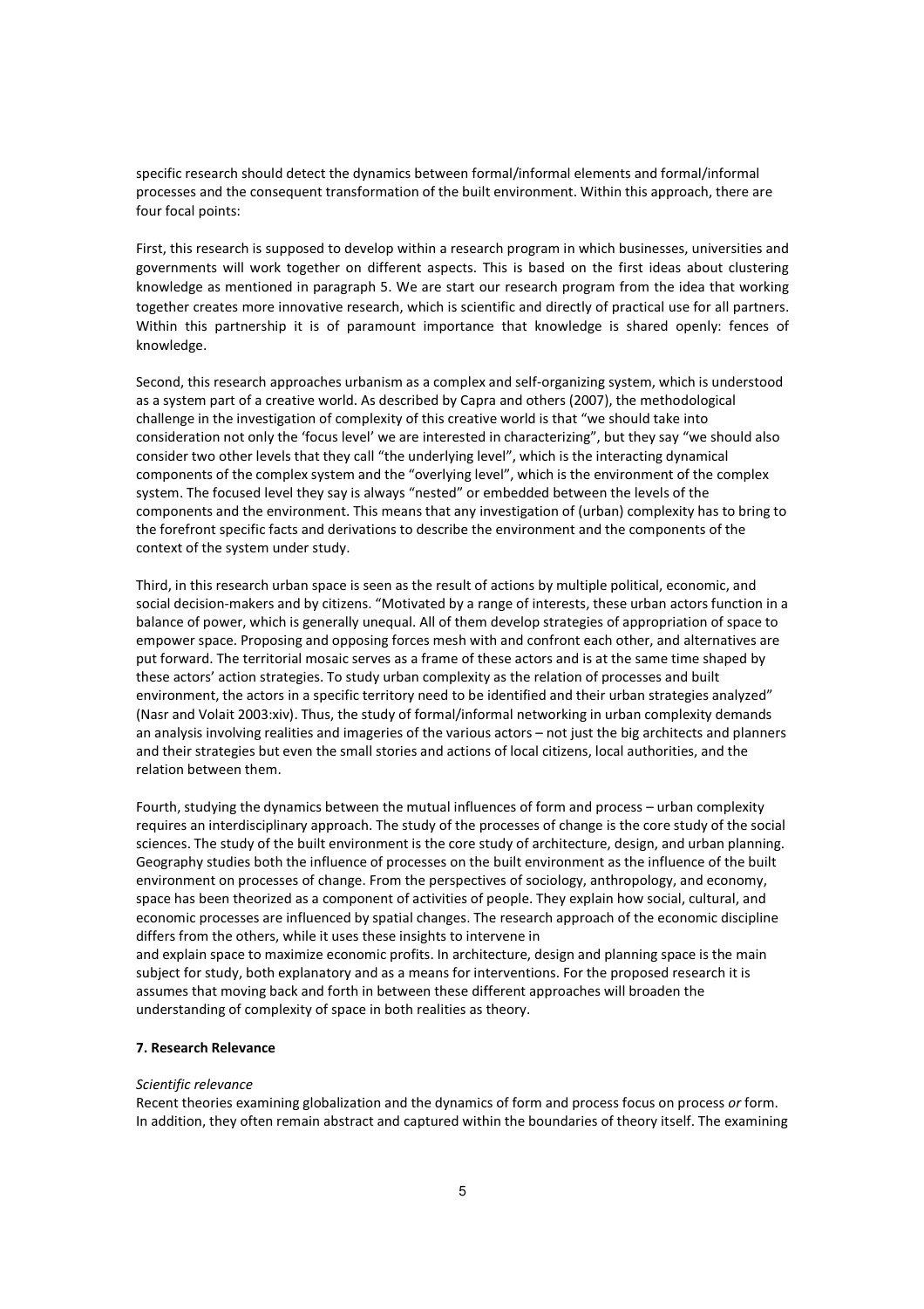specific research should detect the dynamics between formal/informal elements and formal/informal processes and the consequent transformation of the built environment. Within this approach, there are four focal points:

First, this research is supposed to develop within a research program in which businesses, universities and governments will work together on different aspects. This is based on the first ideas about clustering knowledge as mentioned in paragraph 5. We are start our research program from the idea that working together creates more innovative research, which is scientific and directly of practical use for all partners. Within this partnership it is of paramount importance that knowledge is shared openly: fences of knowledge.

Second, this research approaches urbanism as a complex and self-organizing system, which is understood as a system part of a creative world. As described by Capra and others (2007), the methodological challenge in the investigation of complexity of this creative world is that "we should take into consideration not only the 'focus level' we are interested in characterizing", but they say "we should also consider two other levels that they call "the underlying level", which is the interacting dynamical components of the complex system and the "overlying level", which is the environment of the complex system. The focused level they say is always "nested" or embedded between the levels of the components and the environment. This means that any investigation of (urban) complexity has to bring to the forefront specific facts and derivations to describe the environment and the components of the context of the system under study.

Third, in this research urban space is seen as the result of actions by multiple political, economic, and social decision-makers and by citizens. "Motivated by a range of interests, these urban actors function in a balance of power, which is generally unequal. All of them develop strategies of appropriation of space to empower space. Proposing and opposing forces mesh with and confront each other, and alternatives are put forward. The territorial mosaic serves as a frame of these actors and is at the same time shaped by these actors' action strategies. To study urban complexity as the relation of processes and built environment, the actors in a specific territory need to be identified and their urban strategies analyzed" (Nasr and Volait 2003:xiv). Thus, the study of formal/informal networking in urban complexity demands an analysis involving realities and imageries of the various actors – not just the big architects and planners and their strategies but even the small stories and actions of local citizens, local authorities, and the relation between them.

Fourth, studying the dynamics between the mutual influences of form and process – urban complexity requires an interdisciplinary approach. The study of the processes of change is the core study of the social sciences. The study of the built environment is the core study of architecture, design, and urban planning. Geography studies both the influence of processes on the built environment as the influence of the built environment on processes of change. From the perspectives of sociology, anthropology, and economy, space has been theorized as a component of activities of people. They explain how social, cultural, and economic processes are influenced by spatial changes. The research approach of the economic discipline differs from the others, while it uses these insights to intervene in
and explain space to maximize economic profits. In architecture, design and planning space is the main subject for study, both explanatory and as a means for interventions. For the proposed research it is assumes that moving back and forth in between these different approaches will broaden the understanding of complexity of space in both realities as theory.

**7. Research Relevance**

*Scientific relevance*

Recent theories examining globalization and the dynamics of form and process focus on process *or* form. In addition, they often remain abstract and captured within the boundaries of theory itself. The examining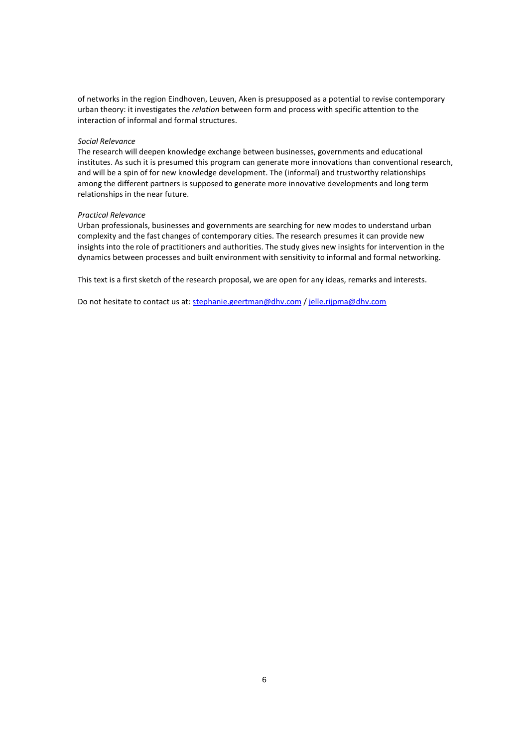of networks in the region Eindhoven, Leuven, Aken is presupposed as a potential to revise contemporary urban theory: it investigates the *relation* between form and process with specific attention to the interaction of informal and formal structures.

*Social Relevance*
The research will deepen knowledge exchange between businesses, governments and educational institutes. As such it is presumed this program can generate more innovations than conventional research, and will be a spin of for new knowledge development. The (informal) and trustworthy relationships among the different partners is supposed to generate more innovative developments and long term relationships in the near future.

*Practical Relevance*
Urban professionals, businesses and governments are searching for new modes to understand urban complexity and the fast changes of contemporary cities. The research presumes it can provide new insights into the role of practitioners and authorities. The study gives new insights for intervention in the dynamics between processes and built environment with sensitivity to informal and formal networking.

This text is a first sketch of the research proposal, we are open for any ideas, remarks and interests.

Do not hesitate to contact us at: stephanie.geertman@dhv.com / jelle.rijpma@dhv.com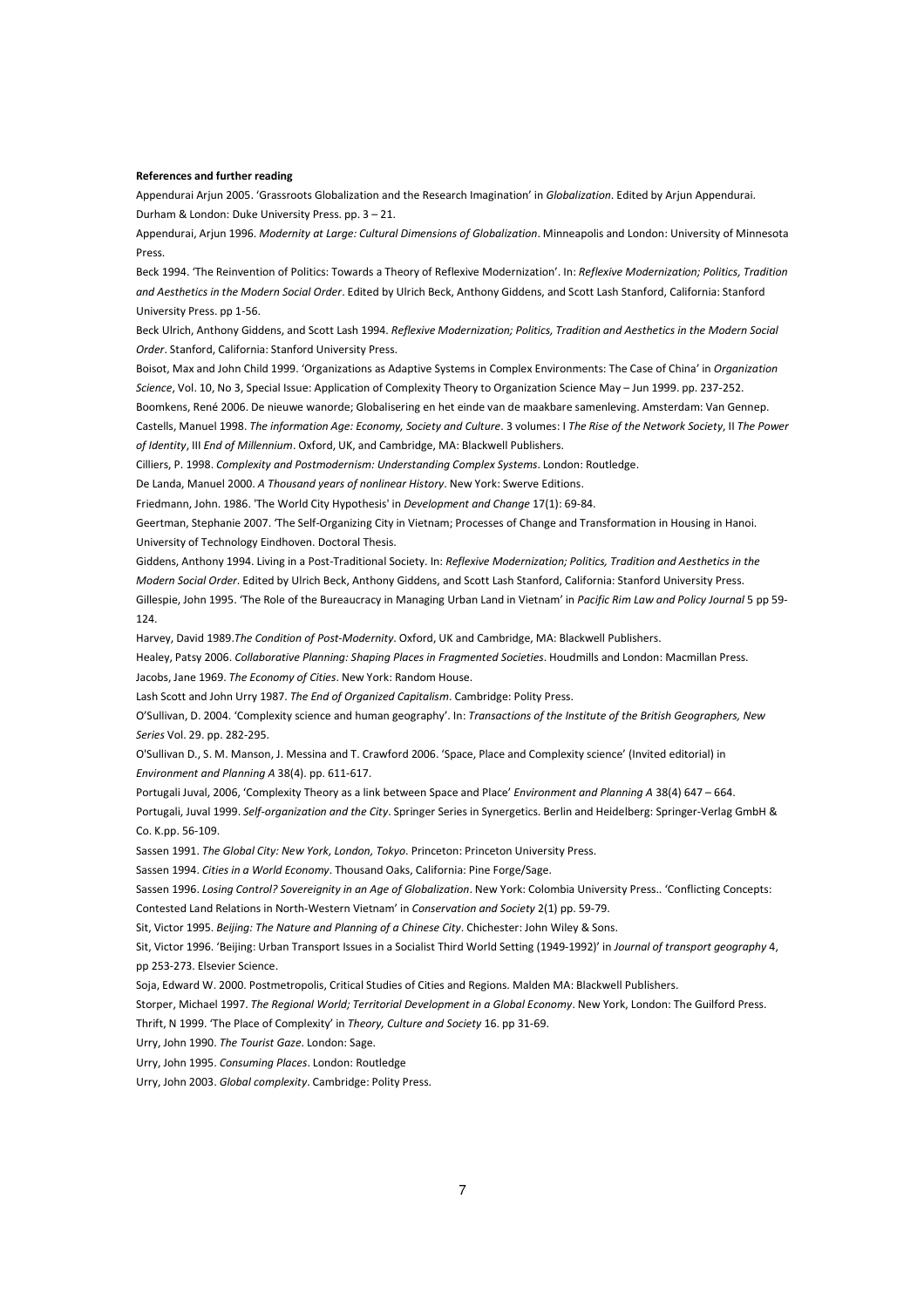**References and further reading**

Appendurai Arjun 2005. 'Grassroots Globalization and the Research Imagination' in *Globalization*. Edited by Arjun Appendurai. Durham & London: Duke University Press. pp. 3 – 21.

Appendurai, Arjun 1996. *Modernity at Large: Cultural Dimensions of Globalization*. Minneapolis and London: University of Minnesota Press.

Beck 1994. 'The Reinvention of Politics: Towards a Theory of Reflexive Modernization'. In: *Reflexive Modernization; Politics, Tradition and Aesthetics in the Modern Social Order*. Edited by Ulrich Beck, Anthony Giddens, and Scott Lash Stanford, California: Stanford University Press. pp 1-56.

Beck Ulrich, Anthony Giddens, and Scott Lash 1994. *Reflexive Modernization; Politics, Tradition and Aesthetics in the Modern Social Order*. Stanford, California: Stanford University Press.

Boisot, Max and John Child 1999. 'Organizations as Adaptive Systems in Complex Environments: The Case of China' in *Organization Science*, Vol. 10, No 3, Special Issue: Application of Complexity Theory to Organization Science May – Jun 1999. pp. 237-252.

Boomkens, René 2006. De nieuwe wanorde; Globalisering en het einde van de maakbare samenleving. Amsterdam: Van Gennep.

Castells, Manuel 1998. *The information Age: Economy, Society and Culture*. 3 volumes: I *The Rise of the Network Society*, II *The Power of Identity*, III *End of Millennium*. Oxford, UK, and Cambridge, MA: Blackwell Publishers.

Cilliers, P. 1998. *Complexity and Postmodernism: Understanding Complex Systems*. London: Routledge.

De Landa, Manuel 2000. *A Thousand years of nonlinear History*. New York: Swerve Editions.

Friedmann, John. 1986. 'The World City Hypothesis' in *Development and Change* 17(1): 69-84.

Geertman, Stephanie 2007. 'The Self-Organizing City in Vietnam; Processes of Change and Transformation in Housing in Hanoi. University of Technology Eindhoven. Doctoral Thesis.

Giddens, Anthony 1994. Living in a Post-Traditional Society. In: *Reflexive Modernization; Politics, Tradition and Aesthetics in the Modern Social Order*. Edited by Ulrich Beck, Anthony Giddens, and Scott Lash Stanford, California: Stanford University Press.

Gillespie, John 1995. 'The Role of the Bureaucracy in Managing Urban Land in Vietnam' in *Pacific Rim Law and Policy Journal* 5 pp 59-124.

Harvey, David 1989.*The Condition of Post-Modernity*. Oxford, UK and Cambridge, MA: Blackwell Publishers.

Healey, Patsy 2006. *Collaborative Planning: Shaping Places in Fragmented Societies*. Houdmills and London: Macmillan Press.

Jacobs, Jane 1969. *The Economy of Cities*. New York: Random House.

Lash Scott and John Urry 1987. *The End of Organized Capitalism*. Cambridge: Polity Press.

O'Sullivan, D. 2004. 'Complexity science and human geography'. In: *Transactions of the Institute of the British Geographers, New Series* Vol. 29. pp. 282-295.

O'Sullivan D., S. M. Manson, J. Messina and T. Crawford 2006. 'Space, Place and Complexity science' (Invited editorial) in *Environment and Planning A* 38(4). pp. 611-617.

Portugali Juval, 2006, 'Complexity Theory as a link between Space and Place' *Environment and Planning A* 38(4) 647 – 664.

Portugali, Juval 1999. *Self-organization and the City*. Springer Series in Synergetics. Berlin and Heidelberg: Springer-Verlag GmbH & Co. K.pp. 56-109.

Sassen 1991. *The Global City: New York, London, Tokyo*. Princeton: Princeton University Press.

Sassen 1994. *Cities in a World Economy*. Thousand Oaks, California: Pine Forge/Sage.

Sassen 1996. *Losing Control? Sovereignity in an Age of Globalization*. New York: Colombia University Press.. 'Conflicting Concepts: Contested Land Relations in North-Western Vietnam' in *Conservation and Society* 2(1) pp. 59-79.

Sit, Victor 1995. *Beijing: The Nature and Planning of a Chinese City*. Chichester: John Wiley & Sons.

Sit, Victor 1996. 'Beijing: Urban Transport Issues in a Socialist Third World Setting (1949-1992)' in *Journal of transport geography* 4, pp 253-273. Elsevier Science.

Soja, Edward W. 2000. Postmetropolis, Critical Studies of Cities and Regions. Malden MA: Blackwell Publishers.

Storper, Michael 1997. *The Regional World; Territorial Development in a Global Economy*. New York, London: The Guilford Press.

Thrift, N 1999. 'The Place of Complexity' in *Theory, Culture and Society* 16. pp 31-69.

Urry, John 1990. *The Tourist Gaze*. London: Sage.

Urry, John 1995. *Consuming Places*. London: Routledge

Urry, John 2003. *Global complexity*. Cambridge: Polity Press.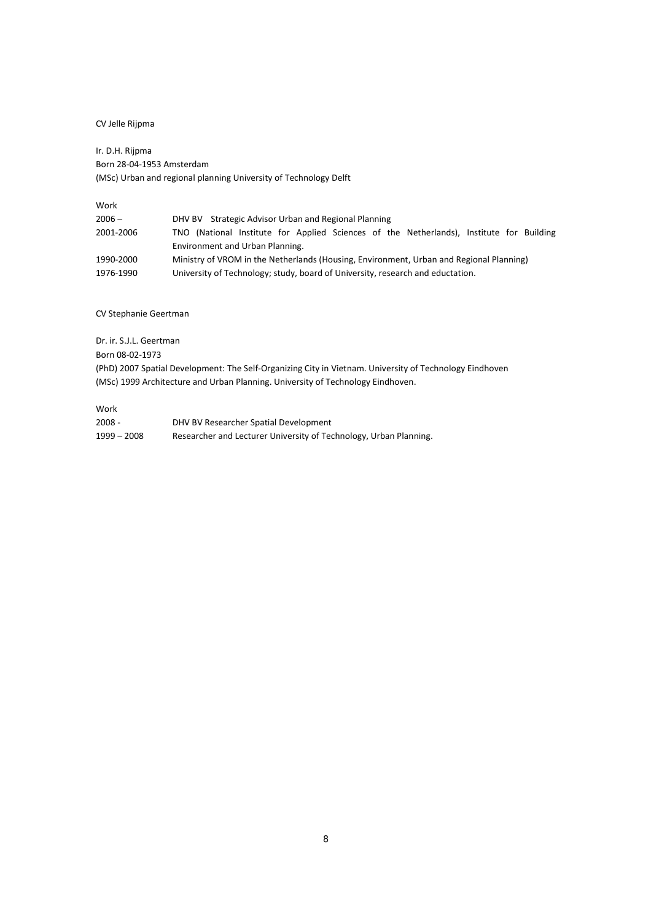CV Jelle Rijpma

Ir. D.H. Rijpma
Born 28-04-1953 Amsterdam
(MSc) Urban and regional planning University of Technology Delft

Work

| | |
|---|---|
| 2006 – | DHV BV Strategic Advisor Urban and Regional Planning |
| 2001-2006 | TNO (National Institute for Applied Sciences of the Netherlands), Institute for Building Environment and Urban Planning. |
| 1990-2000 | Ministry of VROM in the Netherlands (Housing, Environment, Urban and Regional Planning) |
| 1976-1990 | University of Technology; study, board of University, research and eductation. |

CV Stephanie Geertman

Dr. ir. S.J.L. Geertman
Born 08-02-1973
(PhD) 2007 Spatial Development: The Self-Organizing City in Vietnam. University of Technology Eindhoven
(MSc) 1999 Architecture and Urban Planning. University of Technology Eindhoven.

Work

| | |
|---|---|
| 2008 - | DHV BV Researcher Spatial Development |
| 1999 – 2008 | Researcher and Lecturer University of Technology, Urban Planning. |